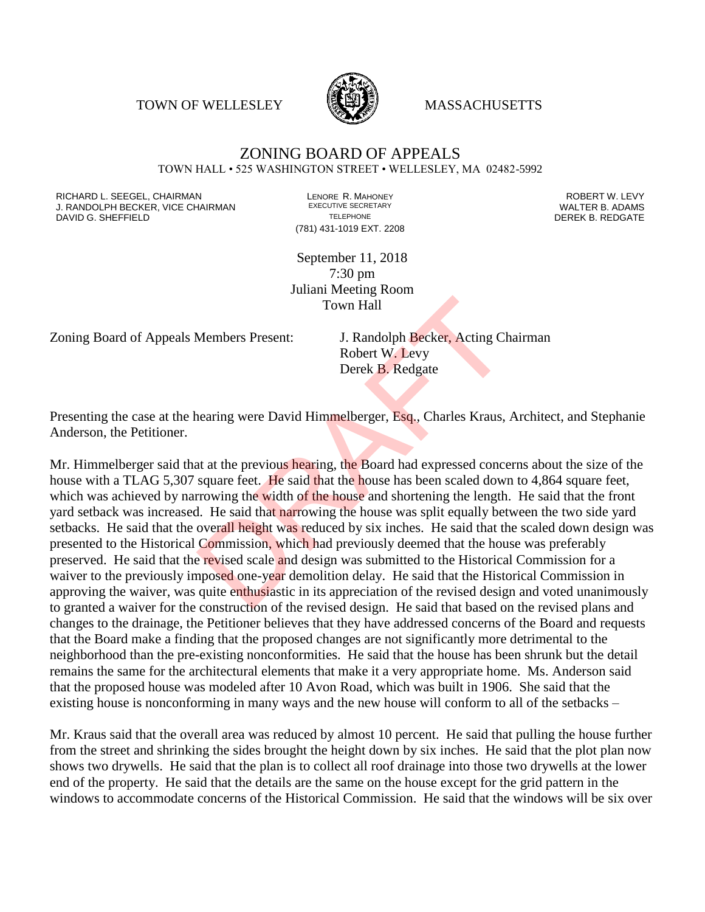TOWN OF WELLESLEY MASSACHUSETTS

# ZONING BOARD OF APPEALS

TOWN HALL • 525 WASHINGTON STREET • WELLESLEY, MA 02482-5992

RICHARD L. SEEGEL, CHAIRMAN
J. RANDOLPH BECKER, VICE CHAIRMAN
DAVID G. SHEFFIELD

LENORE R. MAHONEY
EXECUTIVE SECRETARY
TELEPHONE
(781) 431-1019 EXT. 2208

ROBERT W. LEVY
WALTER B. ADAMS
DEREK B. REDGATE

September 11, 2018
7:30 pm
Juliani Meeting Room
Town Hall

Zoning Board of Appeals Members Present: J. Randolph Becker, Acting Chairman
Robert W. Levy
Derek B. Redgate

Presenting the case at the hearing were David Himmelberger, Esq., Charles Kraus, Architect, and Stephanie Anderson, the Petitioner.

Mr. Himmelberger said that at the previous hearing, the Board had expressed concerns about the size of the house with a TLAG 5,307 square feet. He said that the house has been scaled down to 4,864 square feet, which was achieved by narrowing the width of the house and shortening the length. He said that the front yard setback was increased. He said that narrowing the house was split equally between the two side yard setbacks. He said that the overall height was reduced by six inches. He said that the scaled down design was presented to the Historical Commission, which had previously deemed that the house was preferably preserved. He said that the revised scale and design was submitted to the Historical Commission for a waiver to the previously imposed one-year demolition delay. He said that the Historical Commission in approving the waiver, was quite enthusiastic in its appreciation of the revised design and voted unanimously to granted a waiver for the construction of the revised design. He said that based on the revised plans and changes to the drainage, the Petitioner believes that they have addressed concerns of the Board and requests that the Board make a finding that the proposed changes are not significantly more detrimental to the neighborhood than the pre-existing nonconformities. He said that the house has been shrunk but the detail remains the same for the architectural elements that make it a very appropriate home. Ms. Anderson said that the proposed house was modeled after 10 Avon Road, which was built in 1906. She said that the existing house is nonconforming in many ways and the new house will conform to all of the setbacks –

Mr. Kraus said that the overall area was reduced by almost 10 percent. He said that pulling the house further from the street and shrinking the sides brought the height down by six inches. He said that the plot plan now shows two drywells. He said that the plan is to collect all roof drainage into those two drywells at the lower end of the property. He said that the details are the same on the house except for the grid pattern in the windows to accommodate concerns of the Historical Commission. He said that the windows will be six over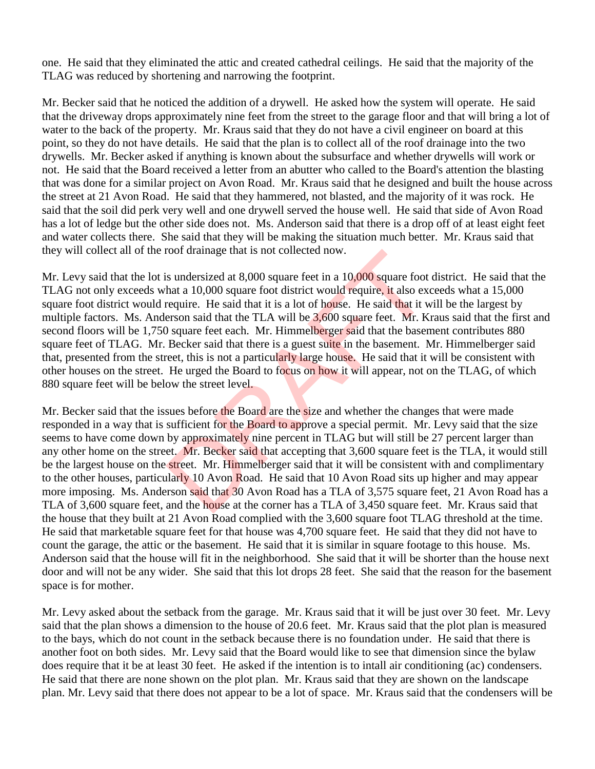one. He said that they eliminated the attic and created cathedral ceilings. He said that the majority of the TLAG was reduced by shortening and narrowing the footprint.

Mr. Becker said that he noticed the addition of a drywell. He asked how the system will operate. He said that the driveway drops approximately nine feet from the street to the garage floor and that will bring a lot of water to the back of the property. Mr. Kraus said that they do not have a civil engineer on board at this point, so they do not have details. He said that the plan is to collect all of the roof drainage into the two drywells. Mr. Becker asked if anything is known about the subsurface and whether drywells will work or not. He said that the Board received a letter from an abutter who called to the Board's attention the blasting that was done for a similar project on Avon Road. Mr. Kraus said that he designed and built the house across the street at 21 Avon Road. He said that they hammered, not blasted, and the majority of it was rock. He said that the soil did perk very well and one drywell served the house well. He said that side of Avon Road has a lot of ledge but the other side does not. Ms. Anderson said that there is a drop off of at least eight feet and water collects there. She said that they will be making the situation much better. Mr. Kraus said that they will collect all of the roof drainage that is not collected now.

Mr. Levy said that the lot is undersized at 8,000 square feet in a 10,000 square foot district. He said that the TLAG not only exceeds what a 10,000 square foot district would require, it also exceeds what a 15,000 square foot district would require. He said that it is a lot of house. He said that it will be the largest by multiple factors. Ms. Anderson said that the TLA will be 3,600 square feet. Mr. Kraus said that the first and second floors will be 1,750 square feet each. Mr. Himmelberger said that the basement contributes 880 square feet of TLAG. Mr. Becker said that there is a guest suite in the basement. Mr. Himmelberger said that, presented from the street, this is not a particularly large house. He said that it will be consistent with other houses on the street. He urged the Board to focus on how it will appear, not on the TLAG, of which 880 square feet will be below the street level.

Mr. Becker said that the issues before the Board are the size and whether the changes that were made responded in a way that is sufficient for the Board to approve a special permit. Mr. Levy said that the size seems to have come down by approximately nine percent in TLAG but will still be 27 percent larger than any other home on the street. Mr. Becker said that accepting that 3,600 square feet is the TLA, it would still be the largest house on the street. Mr. Himmelberger said that it will be consistent with and complimentary to the other houses, particularly 10 Avon Road. He said that 10 Avon Road sits up higher and may appear more imposing. Ms. Anderson said that 30 Avon Road has a TLA of 3,575 square feet, 21 Avon Road has a TLA of 3,600 square feet, and the house at the corner has a TLA of 3,450 square feet. Mr. Kraus said that the house that they built at 21 Avon Road complied with the 3,600 square foot TLAG threshold at the time. He said that marketable square feet for that house was 4,700 square feet. He said that they did not have to count the garage, the attic or the basement. He said that it is similar in square footage to this house. Ms. Anderson said that the house will fit in the neighborhood. She said that it will be shorter than the house next door and will not be any wider. She said that this lot drops 28 feet. She said that the reason for the basement space is for mother.

Mr. Levy asked about the setback from the garage. Mr. Kraus said that it will be just over 30 feet. Mr. Levy said that the plan shows a dimension to the house of 20.6 feet. Mr. Kraus said that the plot plan is measured to the bays, which do not count in the setback because there is no foundation under. He said that there is another foot on both sides. Mr. Levy said that the Board would like to see that dimension since the bylaw does require that it be at least 30 feet. He asked if the intention is to intall air conditioning (ac) condensers. He said that there are none shown on the plot plan. Mr. Kraus said that they are shown on the landscape plan. Mr. Levy said that there does not appear to be a lot of space. Mr. Kraus said that the condensers will be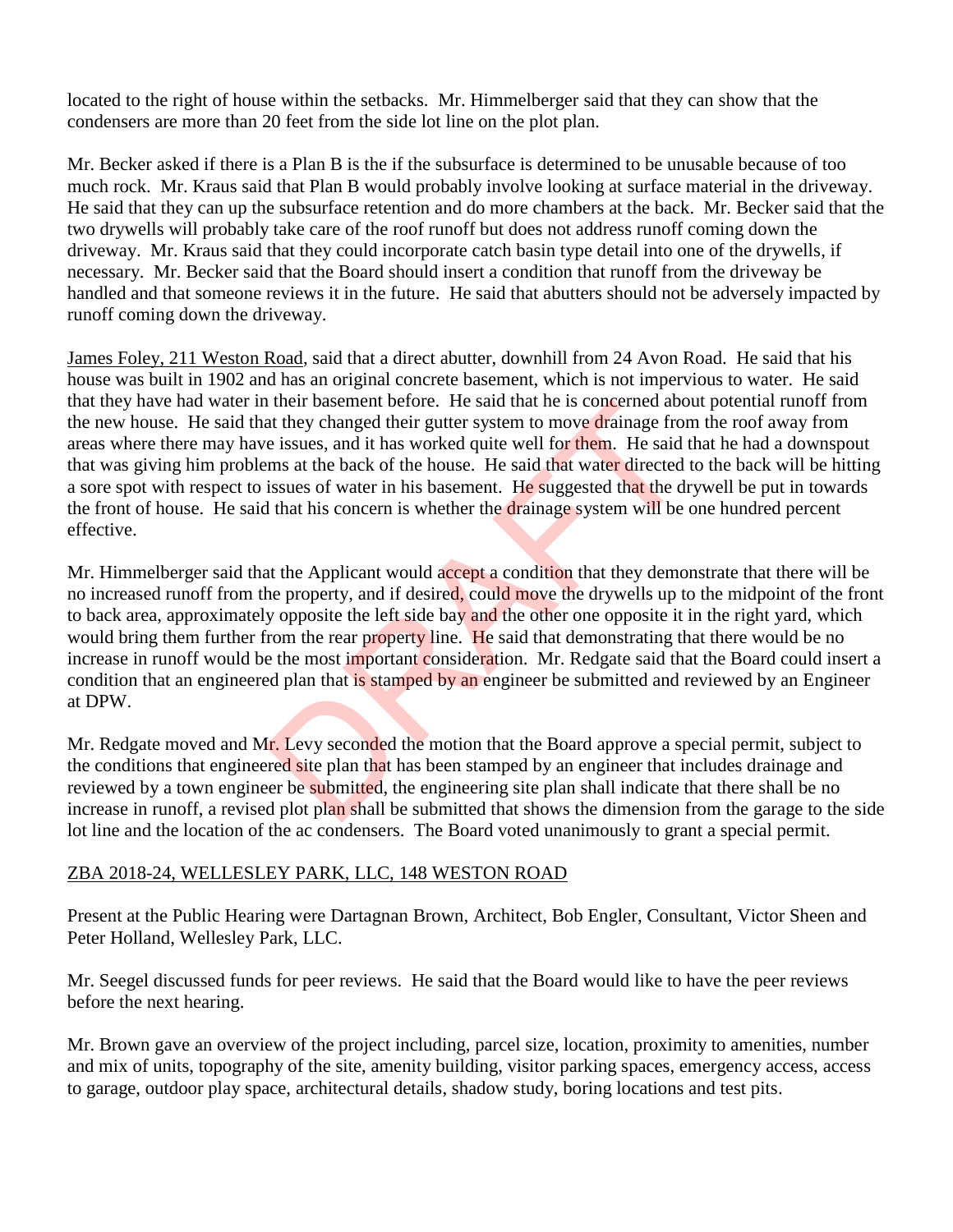located to the right of house within the setbacks. Mr. Himmelberger said that they can show that the condensers are more than 20 feet from the side lot line on the plot plan.

Mr. Becker asked if there is a Plan B is the if the subsurface is determined to be unusable because of too much rock. Mr. Kraus said that Plan B would probably involve looking at surface material in the driveway. He said that they can up the subsurface retention and do more chambers at the back. Mr. Becker said that the two drywells will probably take care of the roof runoff but does not address runoff coming down the driveway. Mr. Kraus said that they could incorporate catch basin type detail into one of the drywells, if necessary. Mr. Becker said that the Board should insert a condition that runoff from the driveway be handled and that someone reviews it in the future. He said that abutters should not be adversely impacted by runoff coming down the driveway.

James Foley, 211 Weston Road, said that a direct abutter, downhill from 24 Avon Road. He said that his house was built in 1902 and has an original concrete basement, which is not impervious to water. He said that they have had water in their basement before. He said that he is concerned about potential runoff from the new house. He said that they changed their gutter system to move drainage from the roof away from areas where there may have issues, and it has worked quite well for them. He said that he had a downspout that was giving him problems at the back of the house. He said that water directed to the back will be hitting a sore spot with respect to issues of water in his basement. He suggested that the drywell be put in towards the front of house. He said that his concern is whether the drainage system will be one hundred percent effective.

Mr. Himmelberger said that the Applicant would accept a condition that they demonstrate that there will be no increased runoff from the property, and if desired, could move the drywells up to the midpoint of the front to back area, approximately opposite the left side bay and the other one opposite it in the right yard, which would bring them further from the rear property line. He said that demonstrating that there would be no increase in runoff would be the most important consideration. Mr. Redgate said that the Board could insert a condition that an engineered plan that is stamped by an engineer be submitted and reviewed by an Engineer at DPW.

Mr. Redgate moved and Mr. Levy seconded the motion that the Board approve a special permit, subject to the conditions that engineered site plan that has been stamped by an engineer that includes drainage and reviewed by a town engineer be submitted, the engineering site plan shall indicate that there shall be no increase in runoff, a revised plot plan shall be submitted that shows the dimension from the garage to the side lot line and the location of the ac condensers. The Board voted unanimously to grant a special permit.

ZBA 2018-24, WELLESLEY PARK, LLC, 148 WESTON ROAD

Present at the Public Hearing were Dartagnan Brown, Architect, Bob Engler, Consultant, Victor Sheen and Peter Holland, Wellesley Park, LLC.

Mr. Seegel discussed funds for peer reviews. He said that the Board would like to have the peer reviews before the next hearing.

Mr. Brown gave an overview of the project including, parcel size, location, proximity to amenities, number and mix of units, topography of the site, amenity building, visitor parking spaces, emergency access, access to garage, outdoor play space, architectural details, shadow study, boring locations and test pits.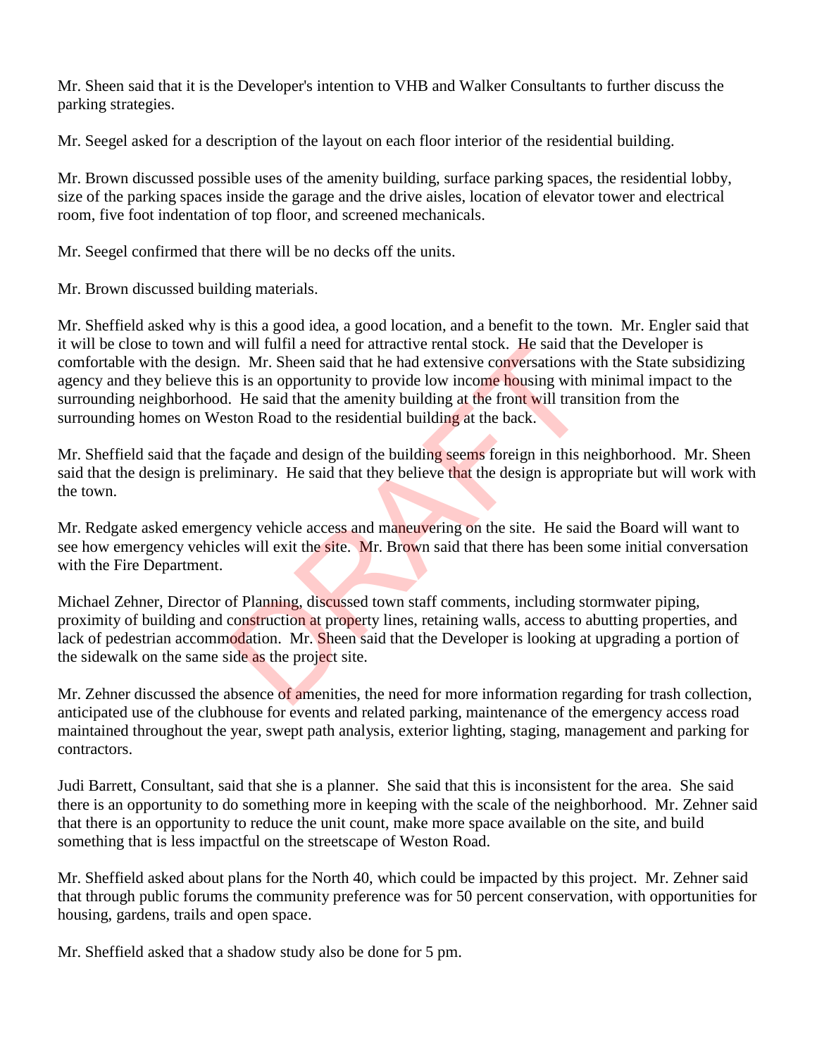Mr. Sheen said that it is the Developer's intention to VHB and Walker Consultants to further discuss the parking strategies.

Mr. Seegel asked for a description of the layout on each floor interior of the residential building.

Mr. Brown discussed possible uses of the amenity building, surface parking spaces, the residential lobby, size of the parking spaces inside the garage and the drive aisles, location of elevator tower and electrical room, five foot indentation of top floor, and screened mechanicals.

Mr. Seegel confirmed that there will be no decks off the units.

Mr. Brown discussed building materials.

Mr. Sheffield asked why is this a good idea, a good location, and a benefit to the town. Mr. Engler said that it will be close to town and will fulfil a need for attractive rental stock. He said that the Developer is comfortable with the design. Mr. Sheen said that he had extensive conversations with the State subsidizing agency and they believe this is an opportunity to provide low income housing with minimal impact to the surrounding neighborhood. He said that the amenity building at the front will transition from the surrounding homes on Weston Road to the residential building at the back.

Mr. Sheffield said that the façade and design of the building seems foreign in this neighborhood. Mr. Sheen said that the design is preliminary. He said that they believe that the design is appropriate but will work with the town.

Mr. Redgate asked emergency vehicle access and maneuvering on the site. He said the Board will want to see how emergency vehicles will exit the site. Mr. Brown said that there has been some initial conversation with the Fire Department.

Michael Zehner, Director of Planning, discussed town staff comments, including stormwater piping, proximity of building and construction at property lines, retaining walls, access to abutting properties, and lack of pedestrian accommodation. Mr. Sheen said that the Developer is looking at upgrading a portion of the sidewalk on the same side as the project site.

Mr. Zehner discussed the absence of amenities, the need for more information regarding for trash collection, anticipated use of the clubhouse for events and related parking, maintenance of the emergency access road maintained throughout the year, swept path analysis, exterior lighting, staging, management and parking for contractors.

Judi Barrett, Consultant, said that she is a planner. She said that this is inconsistent for the area. She said there is an opportunity to do something more in keeping with the scale of the neighborhood. Mr. Zehner said that there is an opportunity to reduce the unit count, make more space available on the site, and build something that is less impactful on the streetscape of Weston Road.

Mr. Sheffield asked about plans for the North 40, which could be impacted by this project. Mr. Zehner said that through public forums the community preference was for 50 percent conservation, with opportunities for housing, gardens, trails and open space.

Mr. Sheffield asked that a shadow study also be done for 5 pm.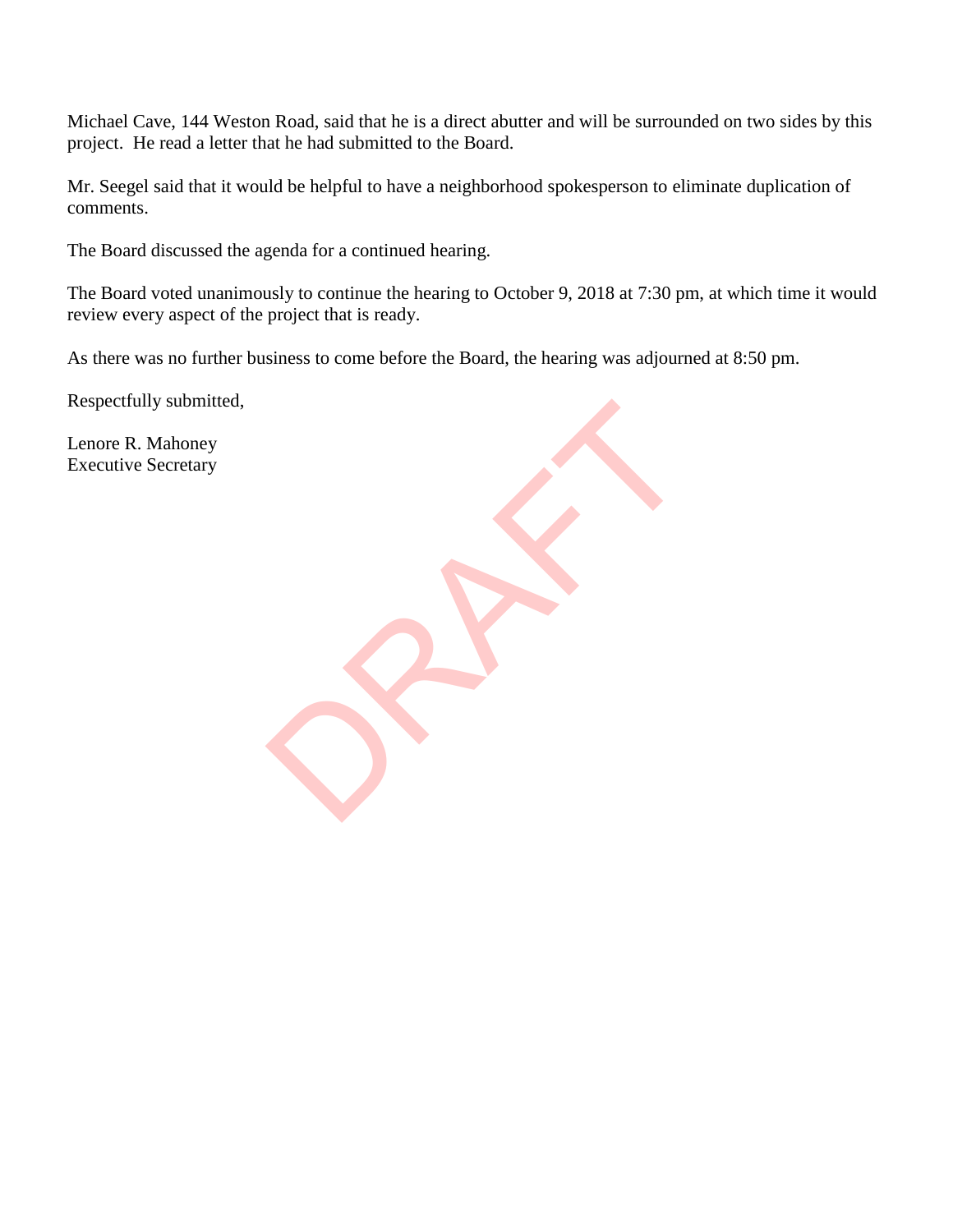Michael Cave, 144 Weston Road, said that he is a direct abutter and will be surrounded on two sides by this project. He read a letter that he had submitted to the Board.

Mr. Seegel said that it would be helpful to have a neighborhood spokesperson to eliminate duplication of comments.

The Board discussed the agenda for a continued hearing.

The Board voted unanimously to continue the hearing to October 9, 2018 at 7:30 pm, at which time it would review every aspect of the project that is ready.

As there was no further business to come before the Board, the hearing was adjourned at 8:50 pm.

Respectfully submitted,

Lenore R. Mahoney
Executive Secretary

DRAFT